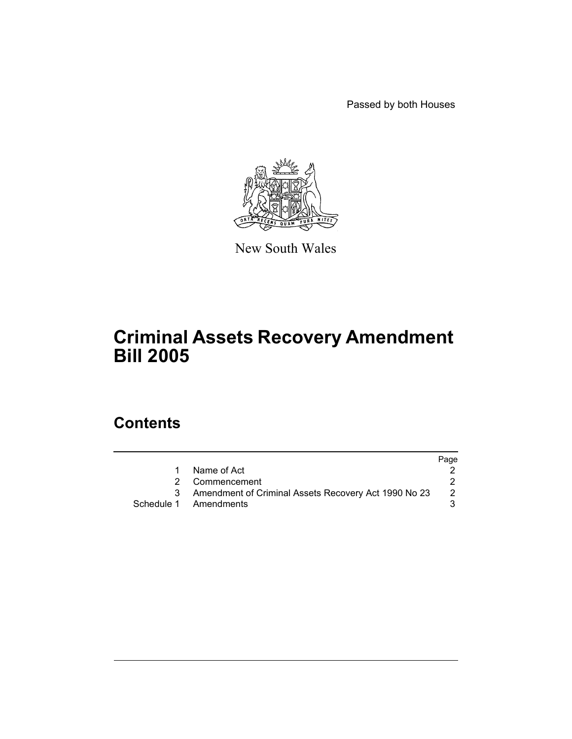Passed by both Houses

New South Wales

# Criminal Assets Recovery Amendment Bill 2005

## Contents

| | | Page |
|---|---|---|
| 1 | Name of Act | 2 |
| 2 | Commencement | 2 |
| 3 | Amendment of Criminal Assets Recovery Act 1990 No 23 | 2 |
| Schedule 1 | Amendments | 3 |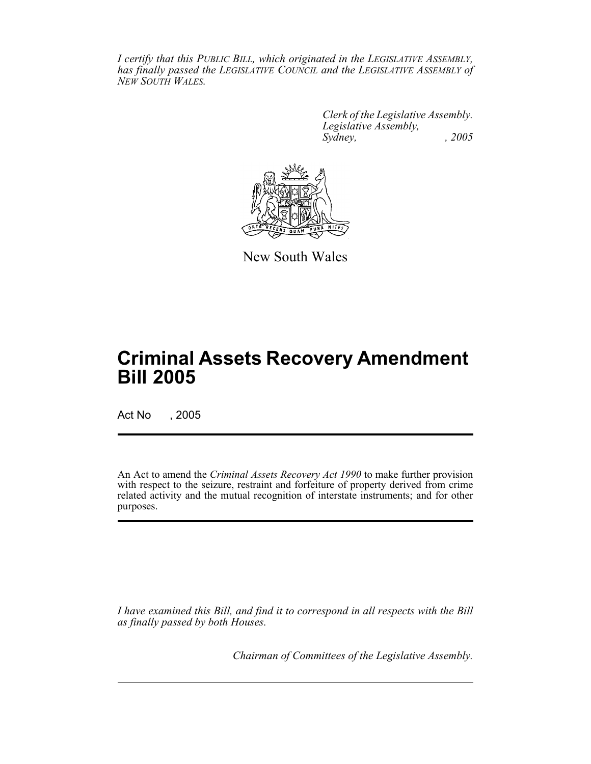*I certify that this PUBLIC BILL, which originated in the LEGISLATIVE ASSEMBLY, has finally passed the LEGISLATIVE COUNCIL and the LEGISLATIVE ASSEMBLY of NEW SOUTH WALES.*

*Clerk of the Legislative Assembly.*
*Legislative Assembly,*
*Sydney, , 2005*

New South Wales

# Criminal Assets Recovery Amendment Bill 2005

Act No , 2005

An Act to amend the *Criminal Assets Recovery Act 1990* to make further provision with respect to the seizure, restraint and forfeiture of property derived from crime related activity and the mutual recognition of interstate instruments; and for other purposes.

*I have examined this Bill, and find it to correspond in all respects with the Bill as finally passed by both Houses.*

*Chairman of Committees of the Legislative Assembly.*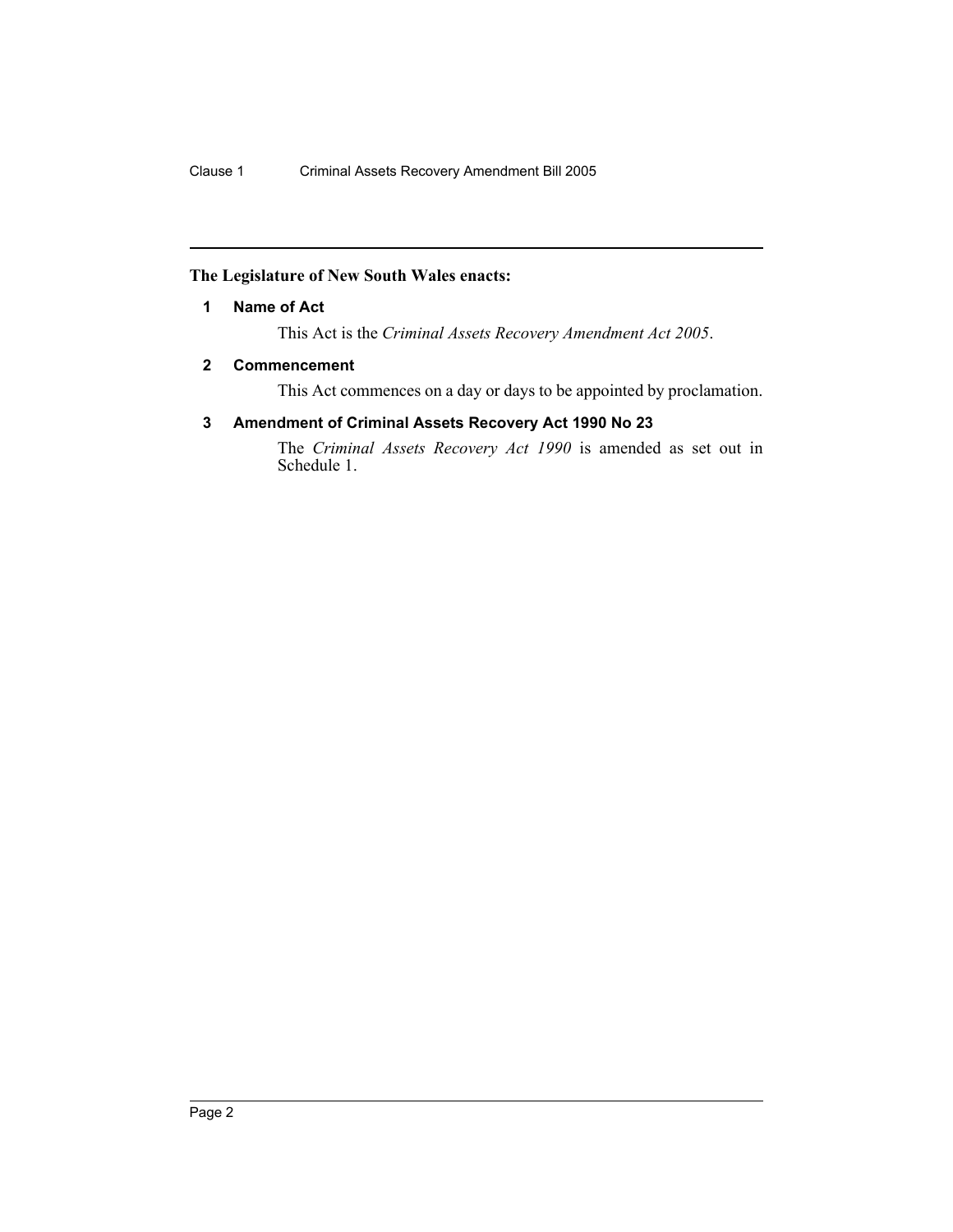**The Legislature of New South Wales enacts:**

## 1 Name of Act

This Act is the *Criminal Assets Recovery Amendment Act 2005*.

## 2 Commencement

This Act commences on a day or days to be appointed by proclamation.

## 3 Amendment of Criminal Assets Recovery Act 1990 No 23

The *Criminal Assets Recovery Act 1990* is amended as set out in Schedule 1.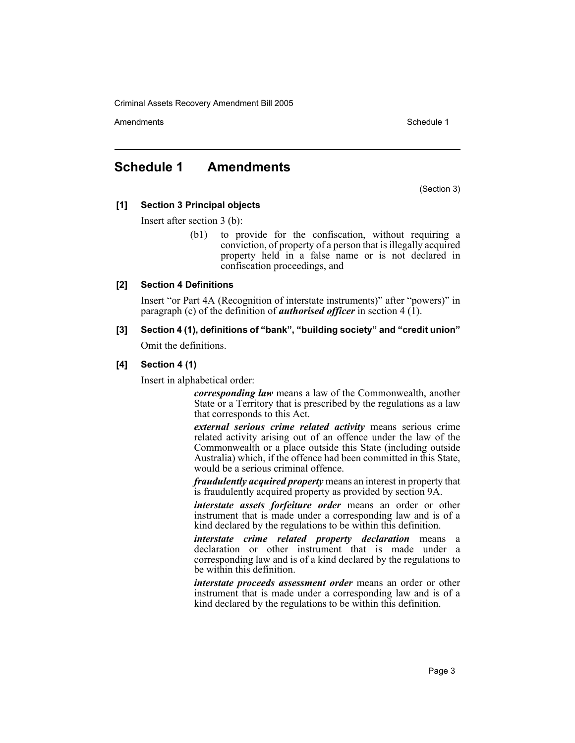## Schedule 1 Amendments

(Section 3)

**[1] Section 3 Principal objects**

Insert after section 3 (b):

> (b1) to provide for the confiscation, without requiring a conviction, of property of a person that is illegally acquired property held in a false name or is not declared in confiscation proceedings, and

**[2] Section 4 Definitions**

Insert "or Part 4A (Recognition of interstate instruments)" after "powers)" in paragraph (c) of the definition of ***authorised officer*** in section 4 (1).

**[3] Section 4 (1), definitions of "bank", "building society" and "credit union"**

Omit the definitions.

**[4] Section 4 (1)**

Insert in alphabetical order:

> ***corresponding law*** means a law of the Commonwealth, another State or a Territory that is prescribed by the regulations as a law that corresponds to this Act.
>
> ***external serious crime related activity*** means serious crime related activity arising out of an offence under the law of the Commonwealth or a place outside this State (including outside Australia) which, if the offence had been committed in this State, would be a serious criminal offence.
>
> ***fraudulently acquired property*** means an interest in property that is fraudulently acquired property as provided by section 9A.
>
> ***interstate assets forfeiture order*** means an order or other instrument that is made under a corresponding law and is of a kind declared by the regulations to be within this definition.
>
> ***interstate crime related property declaration*** means a declaration or other instrument that is made under a corresponding law and is of a kind declared by the regulations to be within this definition.
>
> ***interstate proceeds assessment order*** means an order or other instrument that is made under a corresponding law and is of a kind declared by the regulations to be within this definition.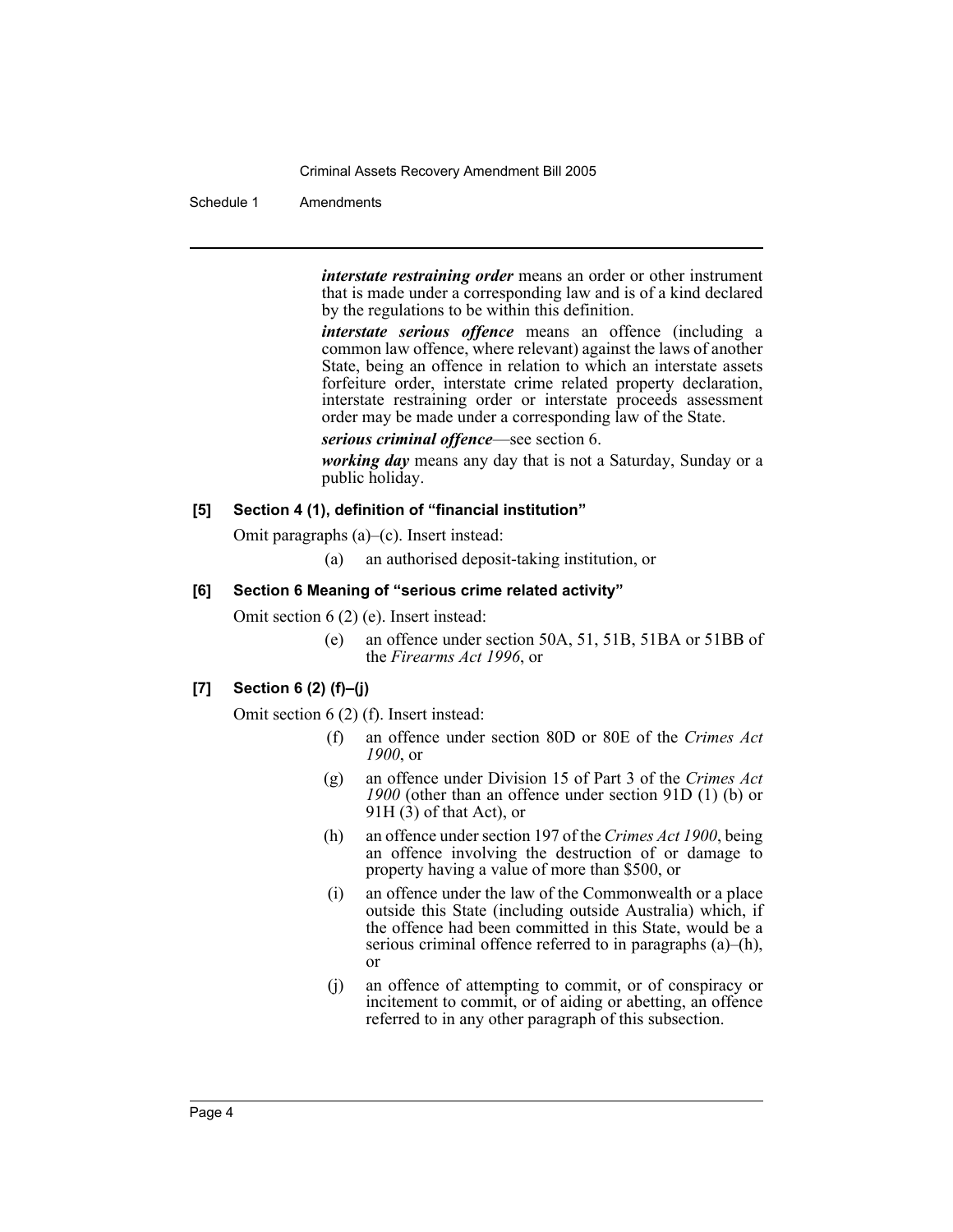***interstate restraining order*** means an order or other instrument that is made under a corresponding law and is of a kind declared by the regulations to be within this definition.

***interstate serious offence*** means an offence (including a common law offence, where relevant) against the laws of another State, being an offence in relation to which an interstate assets forfeiture order, interstate crime related property declaration, interstate restraining order or interstate proceeds assessment order may be made under a corresponding law of the State.

***serious criminal offence***—see section 6.

***working day*** means any day that is not a Saturday, Sunday or a public holiday.

**[5] Section 4 (1), definition of "financial institution"**

Omit paragraphs (a)–(c). Insert instead:

(a) an authorised deposit-taking institution, or

**[6] Section 6 Meaning of "serious crime related activity"**

Omit section 6 (2) (e). Insert instead:

(e) an offence under section 50A, 51, 51B, 51BA or 51BB of the *Firearms Act 1996*, or

**[7] Section 6 (2) (f)–(j)**

Omit section 6 (2) (f). Insert instead:

(f) an offence under section 80D or 80E of the *Crimes Act 1900*, or

(g) an offence under Division 15 of Part 3 of the *Crimes Act 1900* (other than an offence under section 91D (1) (b) or 91H (3) of that Act), or

(h) an offence under section 197 of the *Crimes Act 1900*, being an offence involving the destruction of or damage to property having a value of more than $500, or

(i) an offence under the law of the Commonwealth or a place outside this State (including outside Australia) which, if the offence had been committed in this State, would be a serious criminal offence referred to in paragraphs (a)–(h), or

(j) an offence of attempting to commit, or of conspiracy or incitement to commit, or of aiding or abetting, an offence referred to in any other paragraph of this subsection.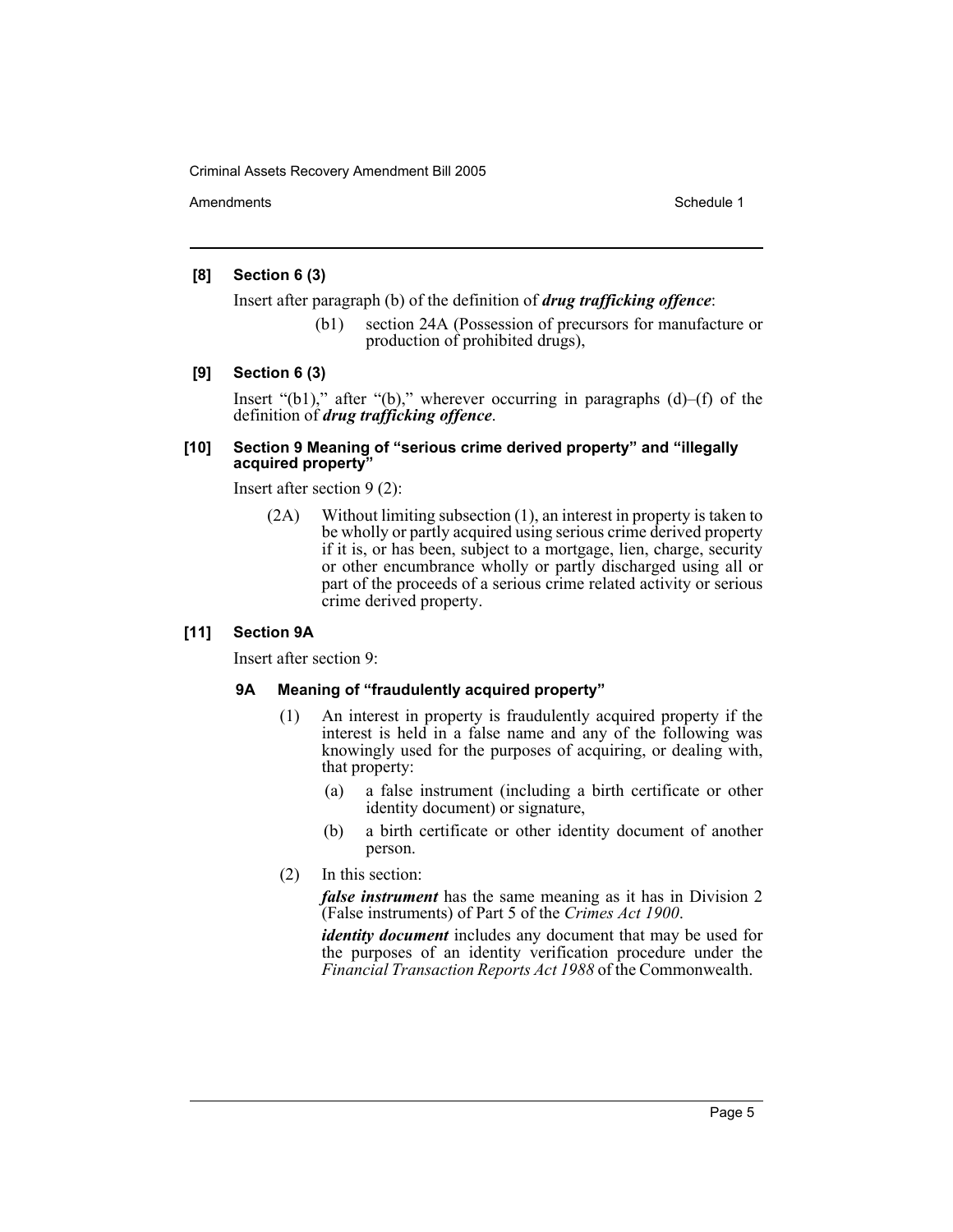**[8] Section 6 (3)**

Insert after paragraph (b) of the definition of ***drug trafficking offence***:

> (b1) section 24A (Possession of precursors for manufacture or production of prohibited drugs),

**[9] Section 6 (3)**

Insert "(b1)," after "(b)," wherever occurring in paragraphs (d)–(f) of the definition of ***drug trafficking offence***.

**[10] Section 9 Meaning of "serious crime derived property" and "illegally acquired property"**

Insert after section 9 (2):

> (2A) Without limiting subsection (1), an interest in property is taken to be wholly or partly acquired using serious crime derived property if it is, or has been, subject to a mortgage, lien, charge, security or other encumbrance wholly or partly discharged using all or part of the proceeds of a serious crime related activity or serious crime derived property.

**[11] Section 9A**

Insert after section 9:

> **9A Meaning of "fraudulently acquired property"**
>
> (1) An interest in property is fraudulently acquired property if the interest is held in a false name and any of the following was knowingly used for the purposes of acquiring, or dealing with, that property:
>
> (a) a false instrument (including a birth certificate or other identity document) or signature,
>
> (b) a birth certificate or other identity document of another person.
>
> (2) In this section:
>
> ***false instrument*** has the same meaning as it has in Division 2 (False instruments) of Part 5 of the *Crimes Act 1900*.
>
> ***identity document*** includes any document that may be used for the purposes of an identity verification procedure under the *Financial Transaction Reports Act 1988* of the Commonwealth.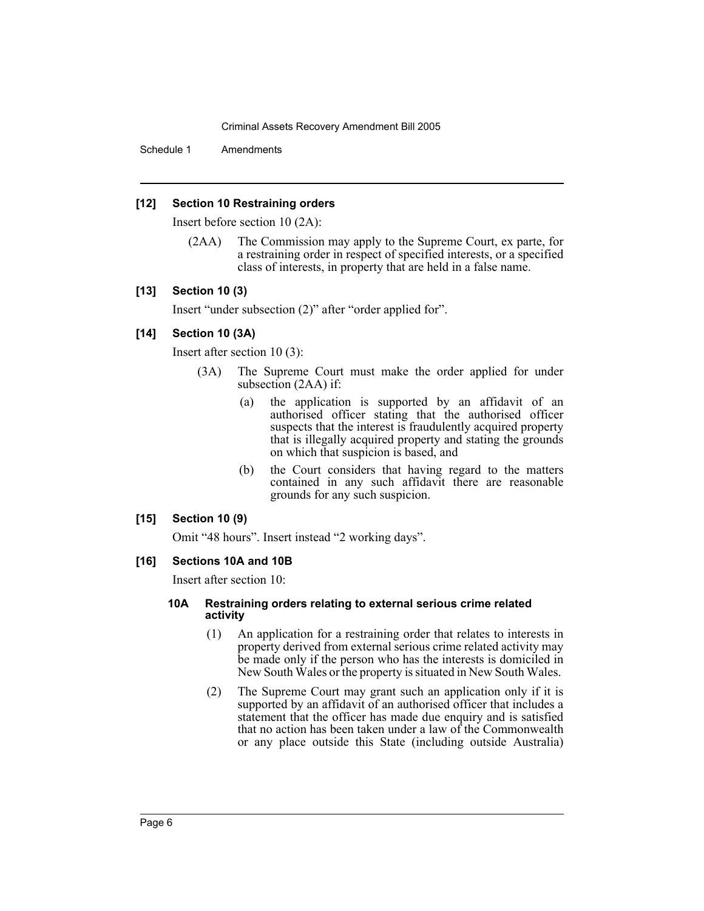### [12] Section 10 Restraining orders

Insert before section 10 (2A):

(2AA) The Commission may apply to the Supreme Court, ex parte, for a restraining order in respect of specified interests, or a specified class of interests, in property that are held in a false name.

### [13] Section 10 (3)

Insert "under subsection (2)" after "order applied for".

### [14] Section 10 (3A)

Insert after section 10 (3):

(3A) The Supreme Court must make the order applied for under subsection (2AA) if:

(a) the application is supported by an affidavit of an authorised officer stating that the authorised officer suspects that the interest is fraudulently acquired property that is illegally acquired property and stating the grounds on which that suspicion is based, and

(b) the Court considers that having regard to the matters contained in any such affidavit there are reasonable grounds for any such suspicion.

### [15] Section 10 (9)

Omit "48 hours". Insert instead "2 working days".

### [16] Sections 10A and 10B

Insert after section 10:

#### 10A Restraining orders relating to external serious crime related activity

(1) An application for a restraining order that relates to interests in property derived from external serious crime related activity may be made only if the person who has the interests is domiciled in New South Wales or the property is situated in New South Wales.

(2) The Supreme Court may grant such an application only if it is supported by an affidavit of an authorised officer that includes a statement that the officer has made due enquiry and is satisfied that no action has been taken under a law of the Commonwealth or any place outside this State (including outside Australia)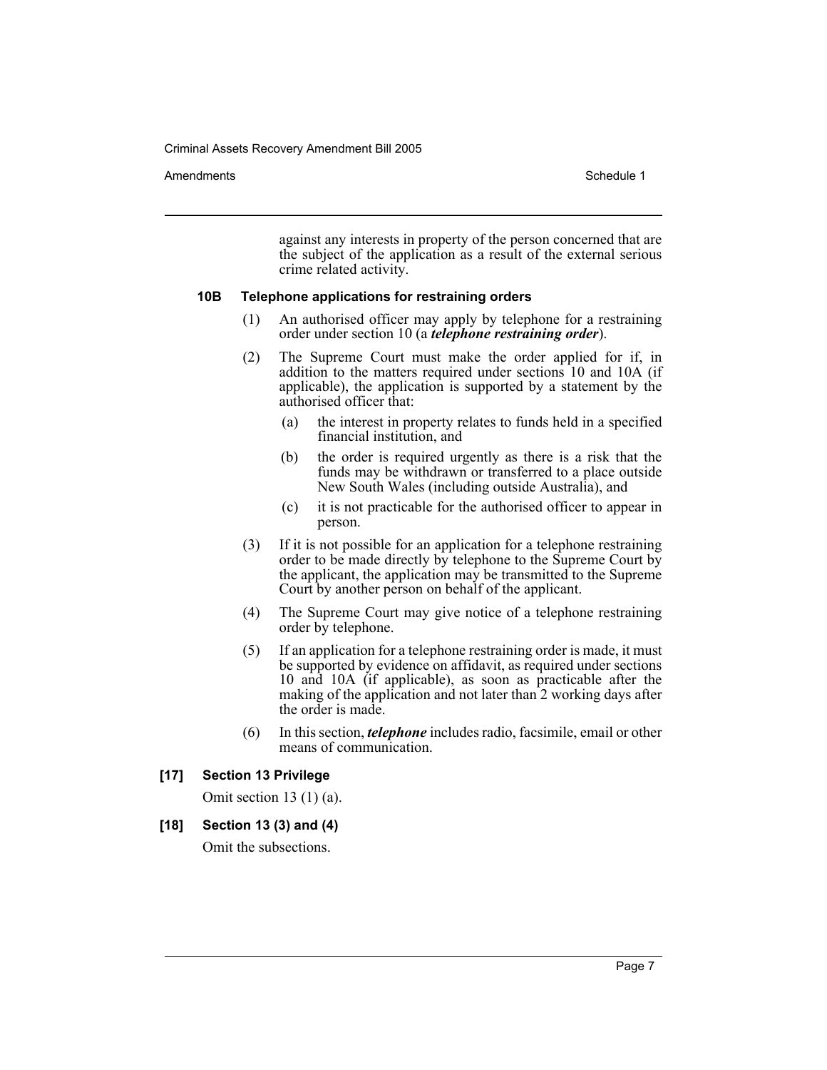against any interests in property of the person concerned that are the subject of the application as a result of the external serious crime related activity.

**10B Telephone applications for restraining orders**

(1) An authorised officer may apply by telephone for a restraining order under section 10 (a ***telephone restraining order***).

(2) The Supreme Court must make the order applied for if, in addition to the matters required under sections 10 and 10A (if applicable), the application is supported by a statement by the authorised officer that:

(a) the interest in property relates to funds held in a specified financial institution, and

(b) the order is required urgently as there is a risk that the funds may be withdrawn or transferred to a place outside New South Wales (including outside Australia), and

(c) it is not practicable for the authorised officer to appear in person.

(3) If it is not possible for an application for a telephone restraining order to be made directly by telephone to the Supreme Court by the applicant, the application may be transmitted to the Supreme Court by another person on behalf of the applicant.

(4) The Supreme Court may give notice of a telephone restraining order by telephone.

(5) If an application for a telephone restraining order is made, it must be supported by evidence on affidavit, as required under sections 10 and 10A (if applicable), as soon as practicable after the making of the application and not later than 2 working days after the order is made.

(6) In this section, ***telephone*** includes radio, facsimile, email or other means of communication.

**[17] Section 13 Privilege**

Omit section 13 (1) (a).

**[18] Section 13 (3) and (4)**

Omit the subsections.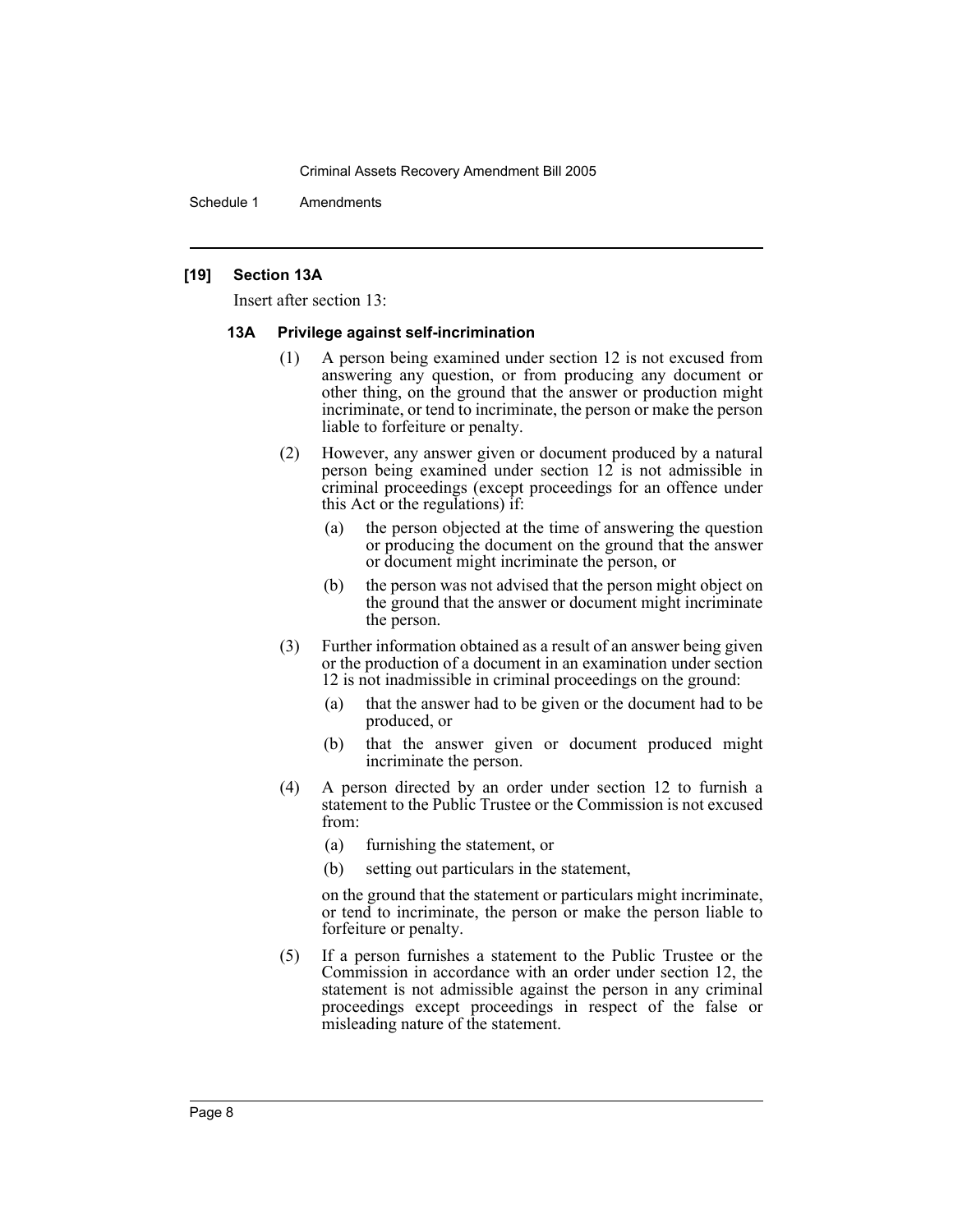### [19] Section 13A

Insert after section 13:

#### 13A Privilege against self-incrimination

(1) A person being examined under section 12 is not excused from answering any question, or from producing any document or other thing, on the ground that the answer or production might incriminate, or tend to incriminate, the person or make the person liable to forfeiture or penalty.

(2) However, any answer given or document produced by a natural person being examined under section 12 is not admissible in criminal proceedings (except proceedings for an offence under this Act or the regulations) if:

- (a) the person objected at the time of answering the question or producing the document on the ground that the answer or document might incriminate the person, or
- (b) the person was not advised that the person might object on the ground that the answer or document might incriminate the person.

(3) Further information obtained as a result of an answer being given or the production of a document in an examination under section 12 is not inadmissible in criminal proceedings on the ground:

- (a) that the answer had to be given or the document had to be produced, or
- (b) that the answer given or document produced might incriminate the person.

(4) A person directed by an order under section 12 to furnish a statement to the Public Trustee or the Commission is not excused from:

- (a) furnishing the statement, or
- (b) setting out particulars in the statement,

on the ground that the statement or particulars might incriminate, or tend to incriminate, the person or make the person liable to forfeiture or penalty.

(5) If a person furnishes a statement to the Public Trustee or the Commission in accordance with an order under section 12, the statement is not admissible against the person in any criminal proceedings except proceedings in respect of the false or misleading nature of the statement.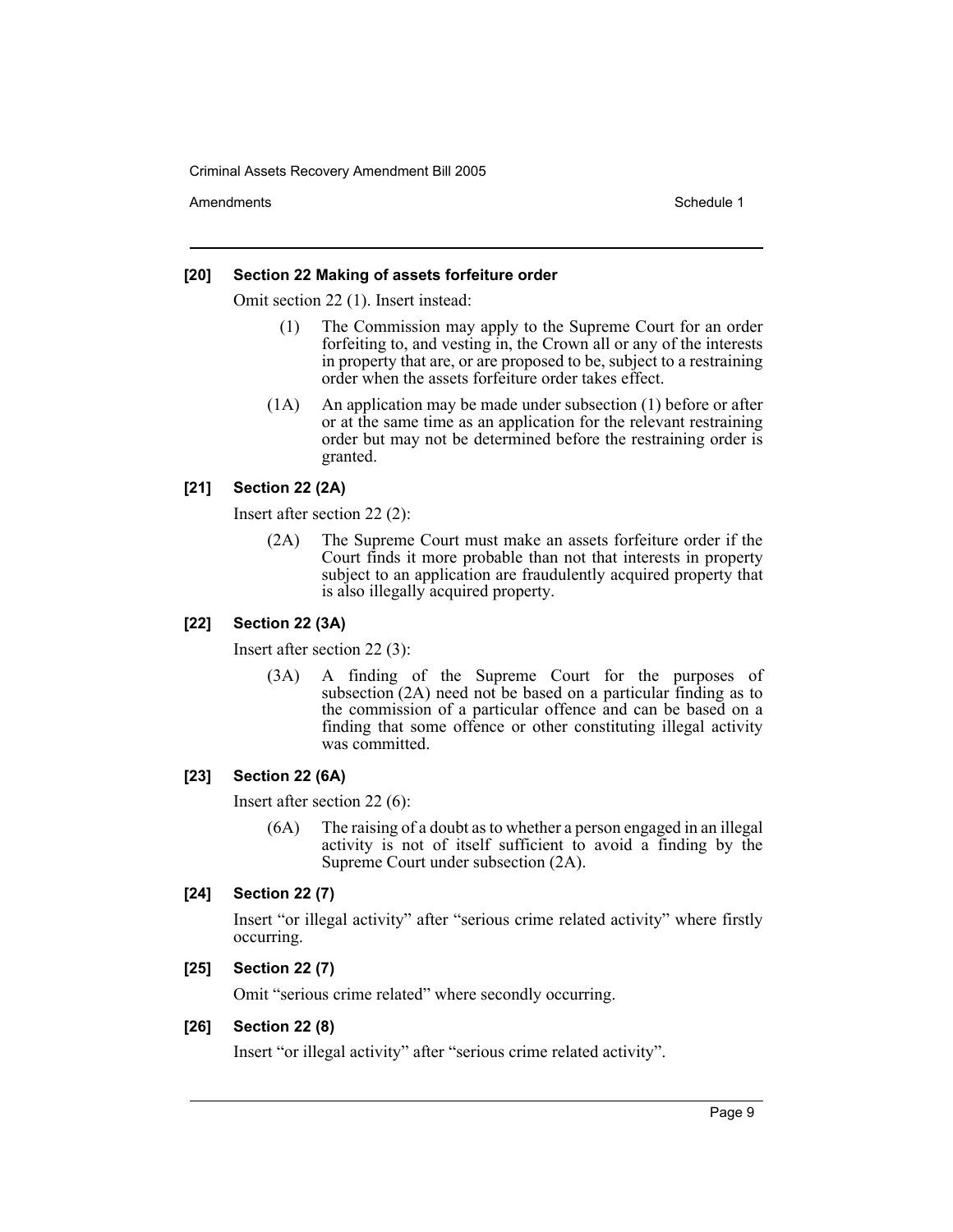**[20] Section 22 Making of assets forfeiture order**

Omit section 22 (1). Insert instead:

(1) The Commission may apply to the Supreme Court for an order forfeiting to, and vesting in, the Crown all or any of the interests in property that are, or are proposed to be, subject to a restraining order when the assets forfeiture order takes effect.

(1A) An application may be made under subsection (1) before or after or at the same time as an application for the relevant restraining order but may not be determined before the restraining order is granted.

**[21] Section 22 (2A)**

Insert after section 22 (2):

(2A) The Supreme Court must make an assets forfeiture order if the Court finds it more probable than not that interests in property subject to an application are fraudulently acquired property that is also illegally acquired property.

**[22] Section 22 (3A)**

Insert after section 22 (3):

(3A) A finding of the Supreme Court for the purposes of subsection (2A) need not be based on a particular finding as to the commission of a particular offence and can be based on a finding that some offence or other constituting illegal activity was committed.

**[23] Section 22 (6A)**

Insert after section 22 (6):

(6A) The raising of a doubt as to whether a person engaged in an illegal activity is not of itself sufficient to avoid a finding by the Supreme Court under subsection (2A).

**[24] Section 22 (7)**

Insert "or illegal activity" after "serious crime related activity" where firstly occurring.

**[25] Section 22 (7)**

Omit "serious crime related" where secondly occurring.

**[26] Section 22 (8)**

Insert "or illegal activity" after "serious crime related activity".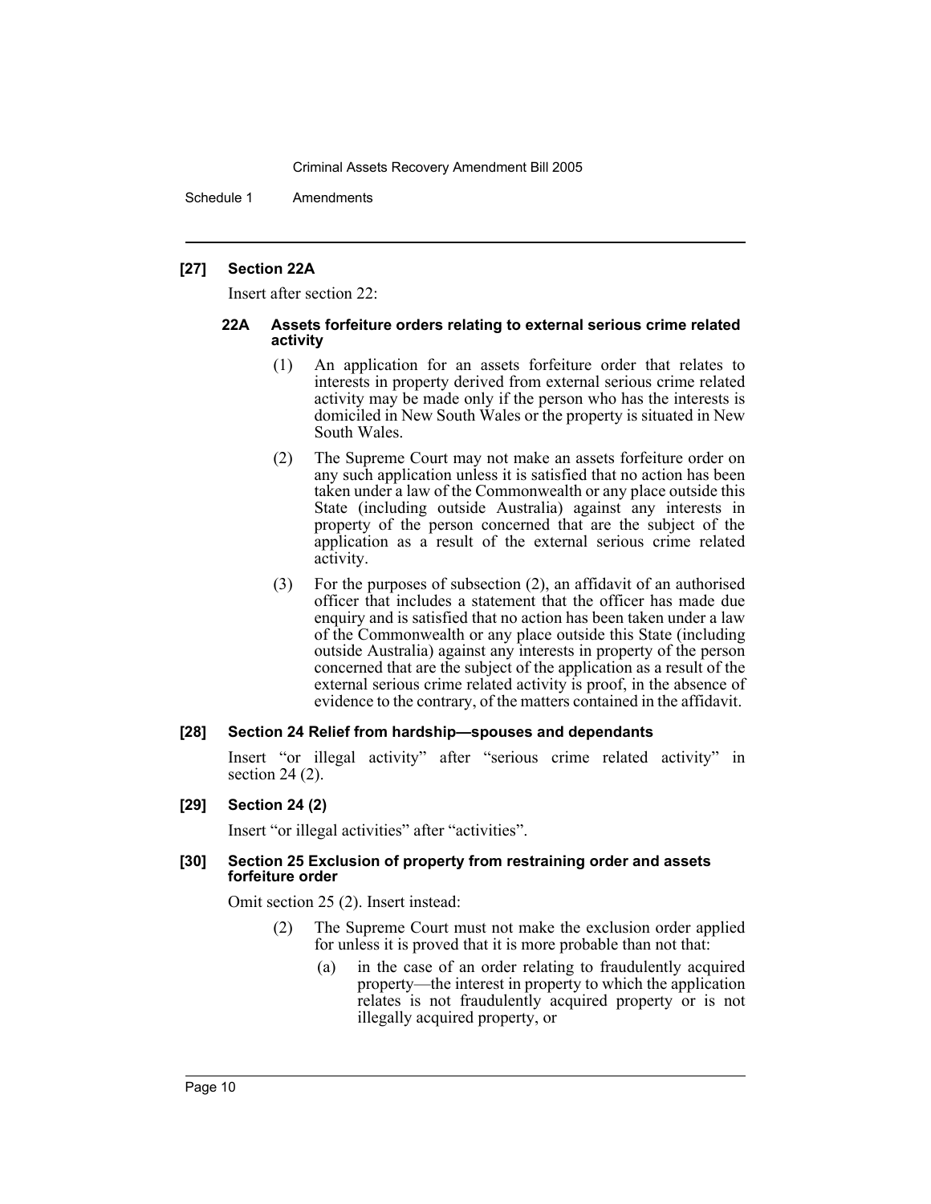**[27] Section 22A**

Insert after section 22:

**22A Assets forfeiture orders relating to external serious crime related activity**

(1) An application for an assets forfeiture order that relates to interests in property derived from external serious crime related activity may be made only if the person who has the interests is domiciled in New South Wales or the property is situated in New South Wales.

(2) The Supreme Court may not make an assets forfeiture order on any such application unless it is satisfied that no action has been taken under a law of the Commonwealth or any place outside this State (including outside Australia) against any interests in property of the person concerned that are the subject of the application as a result of the external serious crime related activity.

(3) For the purposes of subsection (2), an affidavit of an authorised officer that includes a statement that the officer has made due enquiry and is satisfied that no action has been taken under a law of the Commonwealth or any place outside this State (including outside Australia) against any interests in property of the person concerned that are the subject of the application as a result of the external serious crime related activity is proof, in the absence of evidence to the contrary, of the matters contained in the affidavit.

**[28] Section 24 Relief from hardship—spouses and dependants**

Insert "or illegal activity" after "serious crime related activity" in section 24 (2).

**[29] Section 24 (2)**

Insert "or illegal activities" after "activities".

**[30] Section 25 Exclusion of property from restraining order and assets forfeiture order**

Omit section 25 (2). Insert instead:

(2) The Supreme Court must not make the exclusion order applied for unless it is proved that it is more probable than not that:

(a) in the case of an order relating to fraudulently acquired property—the interest in property to which the application relates is not fraudulently acquired property or is not illegally acquired property, or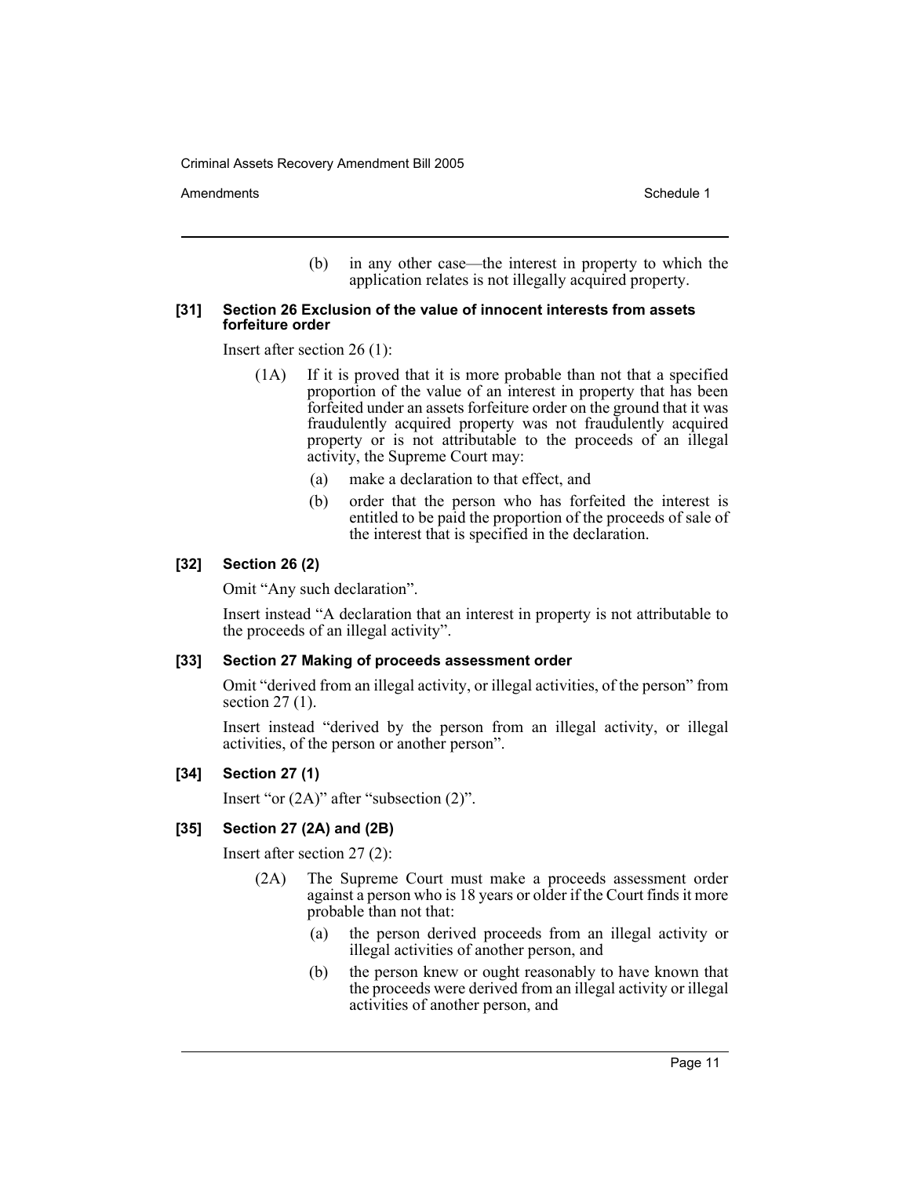(b) in any other case—the interest in property to which the application relates is not illegally acquired property.

**[31] Section 26 Exclusion of the value of innocent interests from assets forfeiture order**

Insert after section 26 (1):

(1A) If it is proved that it is more probable than not that a specified proportion of the value of an interest in property that has been forfeited under an assets forfeiture order on the ground that it was fraudulently acquired property was not fraudulently acquired property or is not attributable to the proceeds of an illegal activity, the Supreme Court may:

(a) make a declaration to that effect, and

(b) order that the person who has forfeited the interest is entitled to be paid the proportion of the proceeds of sale of the interest that is specified in the declaration.

**[32] Section 26 (2)**

Omit "Any such declaration".

Insert instead "A declaration that an interest in property is not attributable to the proceeds of an illegal activity".

**[33] Section 27 Making of proceeds assessment order**

Omit "derived from an illegal activity, or illegal activities, of the person" from section 27 (1).

Insert instead "derived by the person from an illegal activity, or illegal activities, of the person or another person".

**[34] Section 27 (1)**

Insert "or (2A)" after "subsection (2)".

**[35] Section 27 (2A) and (2B)**

Insert after section 27 (2):

(2A) The Supreme Court must make a proceeds assessment order against a person who is 18 years or older if the Court finds it more probable than not that:

(a) the person derived proceeds from an illegal activity or illegal activities of another person, and

(b) the person knew or ought reasonably to have known that the proceeds were derived from an illegal activity or illegal activities of another person, and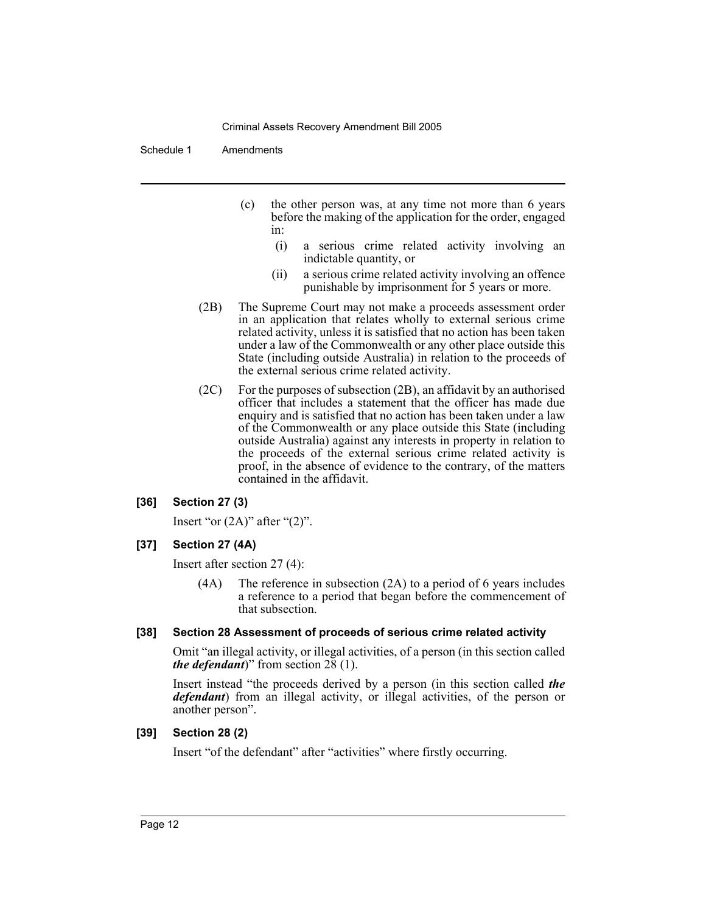(c) the other person was, at any time not more than 6 years before the making of the application for the order, engaged in:

  (i) a serious crime related activity involving an indictable quantity, or

  (ii) a serious crime related activity involving an offence punishable by imprisonment for 5 years or more.

(2B) The Supreme Court may not make a proceeds assessment order in an application that relates wholly to external serious crime related activity, unless it is satisfied that no action has been taken under a law of the Commonwealth or any other place outside this State (including outside Australia) in relation to the proceeds of the external serious crime related activity.

(2C) For the purposes of subsection (2B), an affidavit by an authorised officer that includes a statement that the officer has made due enquiry and is satisfied that no action has been taken under a law of the Commonwealth or any place outside this State (including outside Australia) against any interests in property in relation to the proceeds of the external serious crime related activity is proof, in the absence of evidence to the contrary, of the matters contained in the affidavit.

### [36] Section 27 (3)

Insert "or (2A)" after "(2)".

### [37] Section 27 (4A)

Insert after section 27 (4):

(4A) The reference in subsection (2A) to a period of 6 years includes a reference to a period that began before the commencement of that subsection.

### [38] Section 28 Assessment of proceeds of serious crime related activity

Omit "an illegal activity, or illegal activities, of a person (in this section called ***the defendant***)" from section 28 (1).

Insert instead "the proceeds derived by a person (in this section called ***the defendant***) from an illegal activity, or illegal activities, of the person or another person".

### [39] Section 28 (2)

Insert "of the defendant" after "activities" where firstly occurring.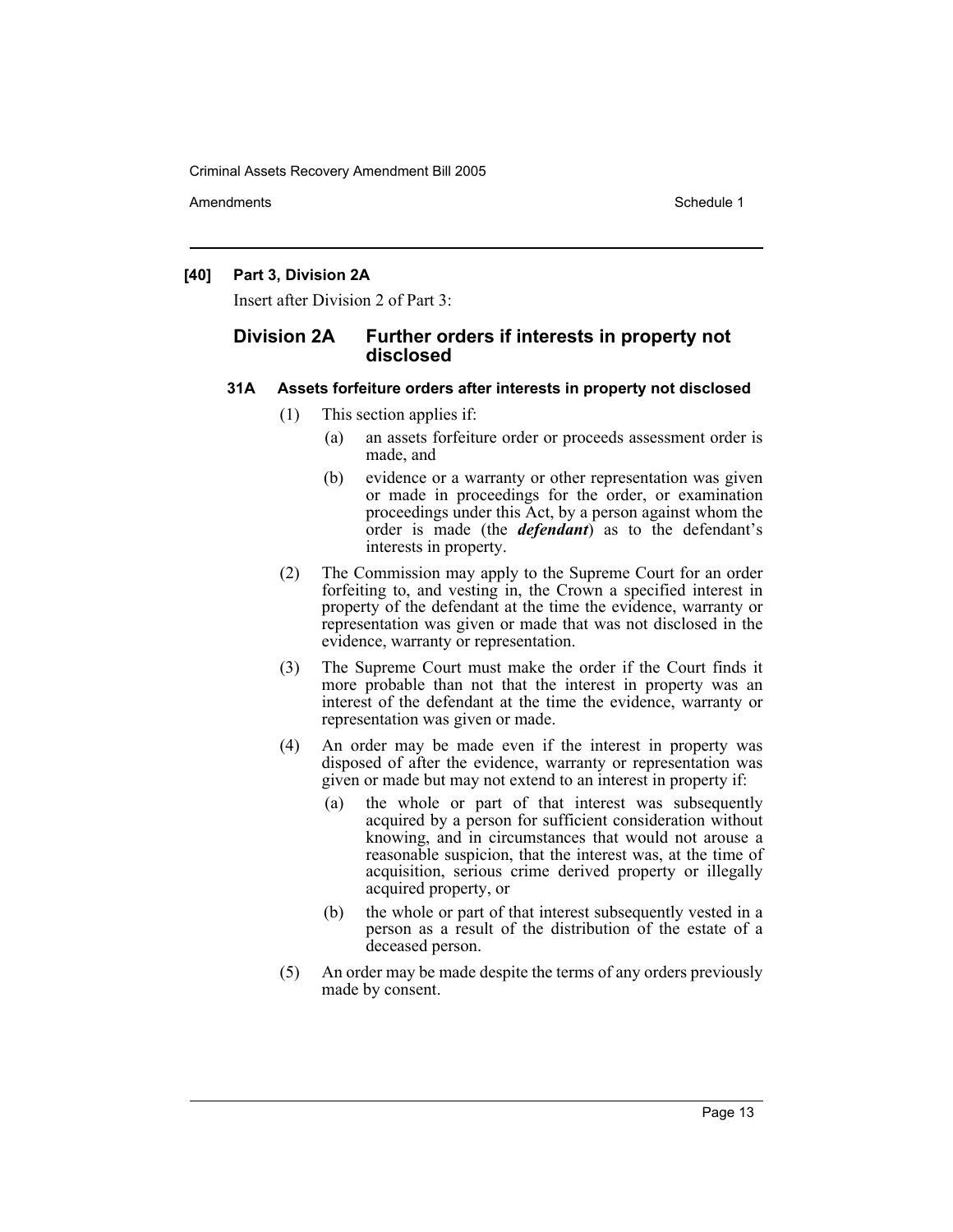**[40] Part 3, Division 2A**

Insert after Division 2 of Part 3:

## Division 2A Further orders if interests in property not disclosed

### 31A Assets forfeiture orders after interests in property not disclosed

(1) This section applies if:

(a) an assets forfeiture order or proceeds assessment order is made, and

(b) evidence or a warranty or other representation was given or made in proceedings for the order, or examination proceedings under this Act, by a person against whom the order is made (the ***defendant***) as to the defendant's interests in property.

(2) The Commission may apply to the Supreme Court for an order forfeiting to, and vesting in, the Crown a specified interest in property of the defendant at the time the evidence, warranty or representation was given or made that was not disclosed in the evidence, warranty or representation.

(3) The Supreme Court must make the order if the Court finds it more probable than not that the interest in property was an interest of the defendant at the time the evidence, warranty or representation was given or made.

(4) An order may be made even if the interest in property was disposed of after the evidence, warranty or representation was given or made but may not extend to an interest in property if:

(a) the whole or part of that interest was subsequently acquired by a person for sufficient consideration without knowing, and in circumstances that would not arouse a reasonable suspicion, that the interest was, at the time of acquisition, serious crime derived property or illegally acquired property, or

(b) the whole or part of that interest subsequently vested in a person as a result of the distribution of the estate of a deceased person.

(5) An order may be made despite the terms of any orders previously made by consent.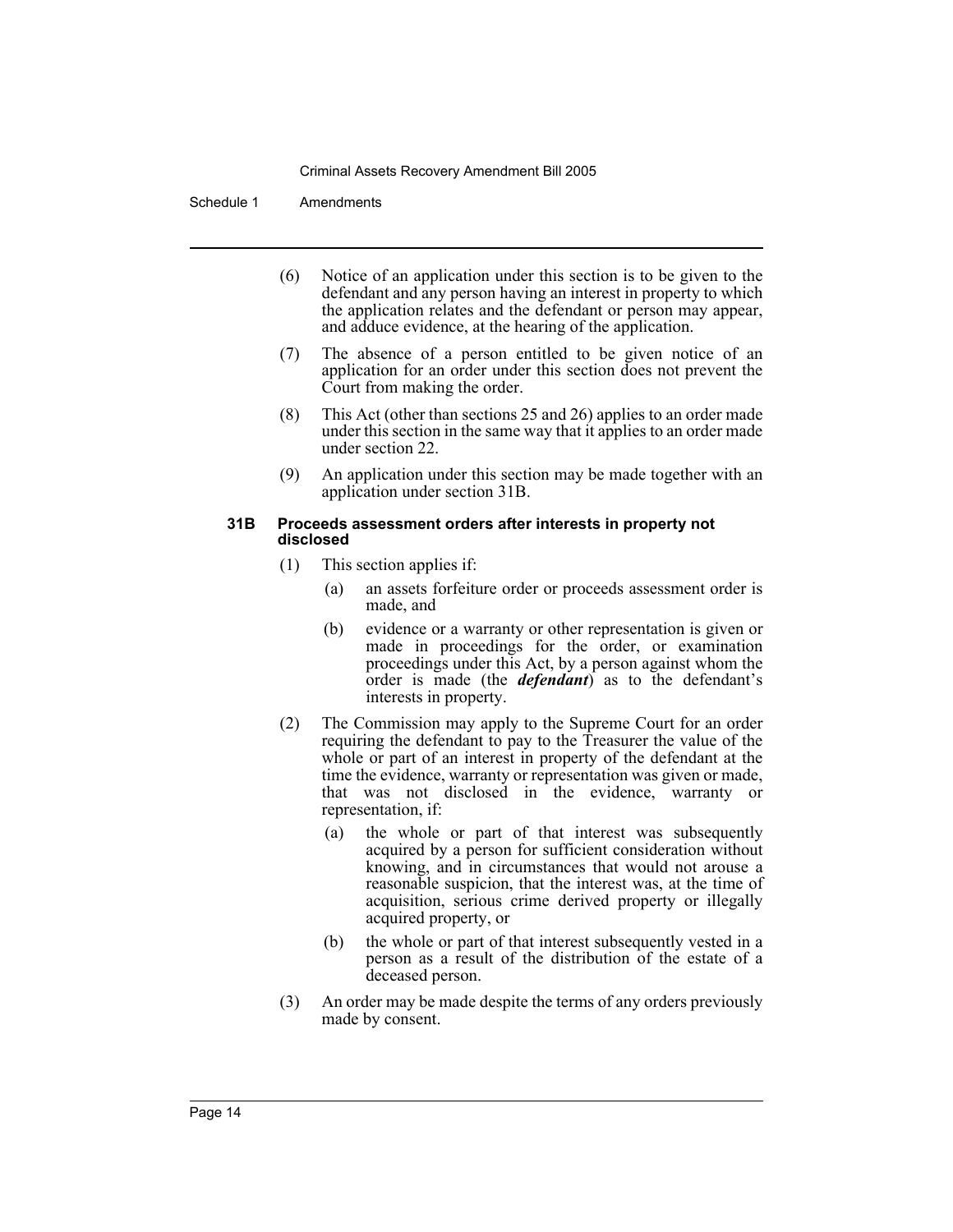(6) Notice of an application under this section is to be given to the defendant and any person having an interest in property to which the application relates and the defendant or person may appear, and adduce evidence, at the hearing of the application.

(7) The absence of a person entitled to be given notice of an application for an order under this section does not prevent the Court from making the order.

(8) This Act (other than sections 25 and 26) applies to an order made under this section in the same way that it applies to an order made under section 22.

(9) An application under this section may be made together with an application under section 31B.

### 31B Proceeds assessment orders after interests in property not disclosed

(1) This section applies if:

- (a) an assets forfeiture order or proceeds assessment order is made, and
- (b) evidence or a warranty or other representation is given or made in proceedings for the order, or examination proceedings under this Act, by a person against whom the order is made (the ***defendant***) as to the defendant's interests in property.

(2) The Commission may apply to the Supreme Court for an order requiring the defendant to pay to the Treasurer the value of the whole or part of an interest in property of the defendant at the time the evidence, warranty or representation was given or made, that was not disclosed in the evidence, warranty or representation, if:

- (a) the whole or part of that interest was subsequently acquired by a person for sufficient consideration without knowing, and in circumstances that would not arouse a reasonable suspicion, that the interest was, at the time of acquisition, serious crime derived property or illegally acquired property, or
- (b) the whole or part of that interest subsequently vested in a person as a result of the distribution of the estate of a deceased person.

(3) An order may be made despite the terms of any orders previously made by consent.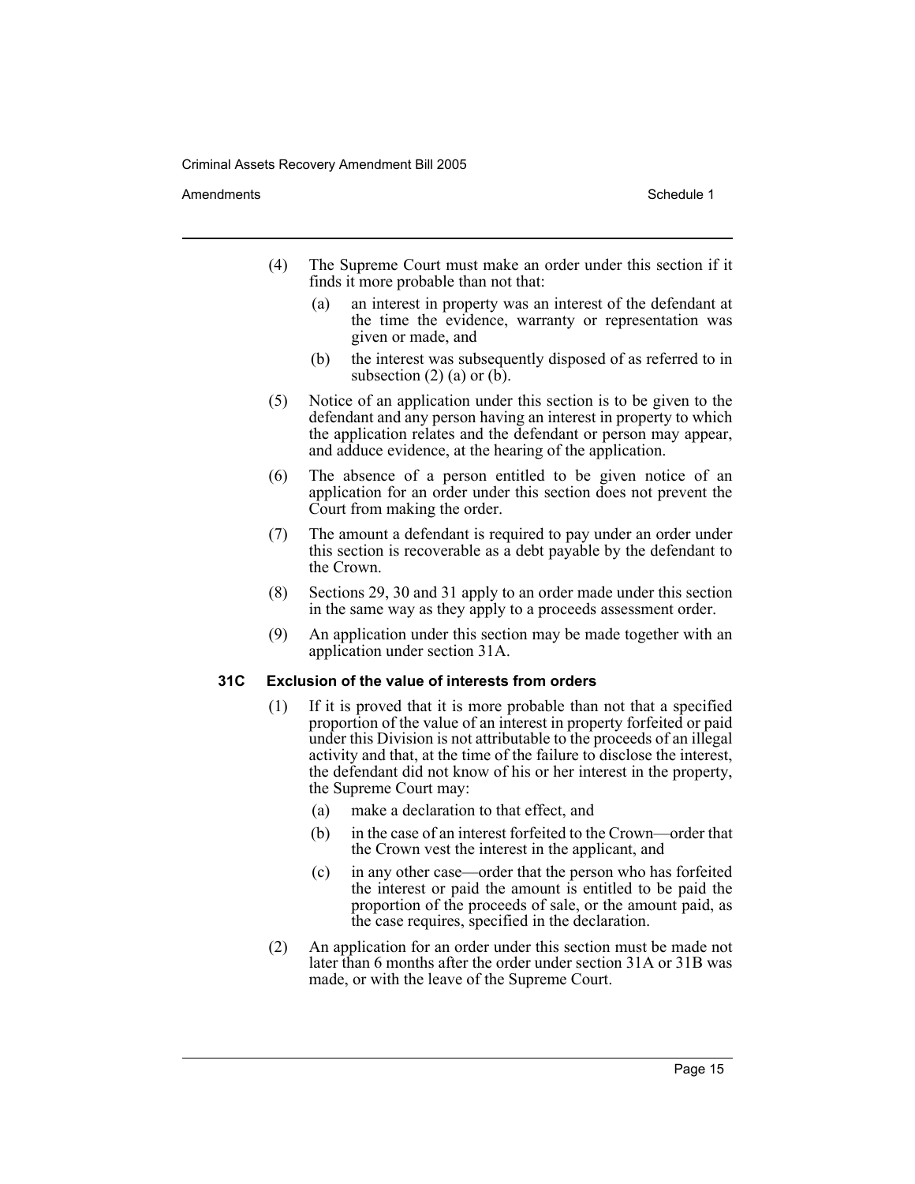(4) The Supreme Court must make an order under this section if it finds it more probable than not that:

   (a) an interest in property was an interest of the defendant at the time the evidence, warranty or representation was given or made, and

   (b) the interest was subsequently disposed of as referred to in subsection (2) (a) or (b).

(5) Notice of an application under this section is to be given to the defendant and any person having an interest in property to which the application relates and the defendant or person may appear, and adduce evidence, at the hearing of the application.

(6) The absence of a person entitled to be given notice of an application for an order under this section does not prevent the Court from making the order.

(7) The amount a defendant is required to pay under an order under this section is recoverable as a debt payable by the defendant to the Crown.

(8) Sections 29, 30 and 31 apply to an order made under this section in the same way as they apply to a proceeds assessment order.

(9) An application under this section may be made together with an application under section 31A.

### 31C Exclusion of the value of interests from orders

(1) If it is proved that it is more probable than not that a specified proportion of the value of an interest in property forfeited or paid under this Division is not attributable to the proceeds of an illegal activity and that, at the time of the failure to disclose the interest, the defendant did not know of his or her interest in the property, the Supreme Court may:

   (a) make a declaration to that effect, and

   (b) in the case of an interest forfeited to the Crown—order that the Crown vest the interest in the applicant, and

   (c) in any other case—order that the person who has forfeited the interest or paid the amount is entitled to be paid the proportion of the proceeds of sale, or the amount paid, as the case requires, specified in the declaration.

(2) An application for an order under this section must be made not later than 6 months after the order under section 31A or 31B was made, or with the leave of the Supreme Court.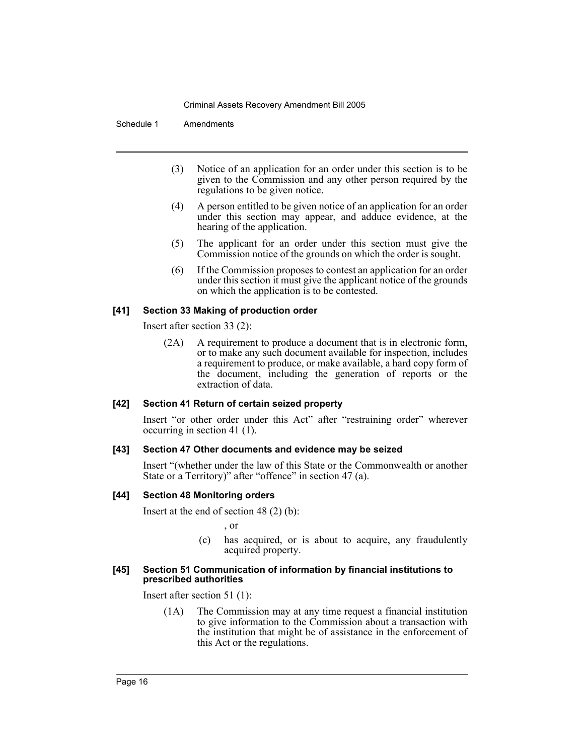(3) Notice of an application for an order under this section is to be given to the Commission and any other person required by the regulations to be given notice.

(4) A person entitled to be given notice of an application for an order under this section may appear, and adduce evidence, at the hearing of the application.

(5) The applicant for an order under this section must give the Commission notice of the grounds on which the order is sought.

(6) If the Commission proposes to contest an application for an order under this section it must give the applicant notice of the grounds on which the application is to be contested.

#### [41] Section 33 Making of production order

Insert after section 33 (2):

(2A) A requirement to produce a document that is in electronic form, or to make any such document available for inspection, includes a requirement to produce, or make available, a hard copy form of the document, including the generation of reports or the extraction of data.

#### [42] Section 41 Return of certain seized property

Insert "or other order under this Act" after "restraining order" wherever occurring in section 41 (1).

#### [43] Section 47 Other documents and evidence may be seized

Insert "(whether under the law of this State or the Commonwealth or another State or a Territory)" after "offence" in section 47 (a).

#### [44] Section 48 Monitoring orders

Insert at the end of section 48 (2) (b):

, or

(c) has acquired, or is about to acquire, any fraudulently acquired property.

#### [45] Section 51 Communication of information by financial institutions to prescribed authorities

Insert after section 51 (1):

(1A) The Commission may at any time request a financial institution to give information to the Commission about a transaction with the institution that might be of assistance in the enforcement of this Act or the regulations.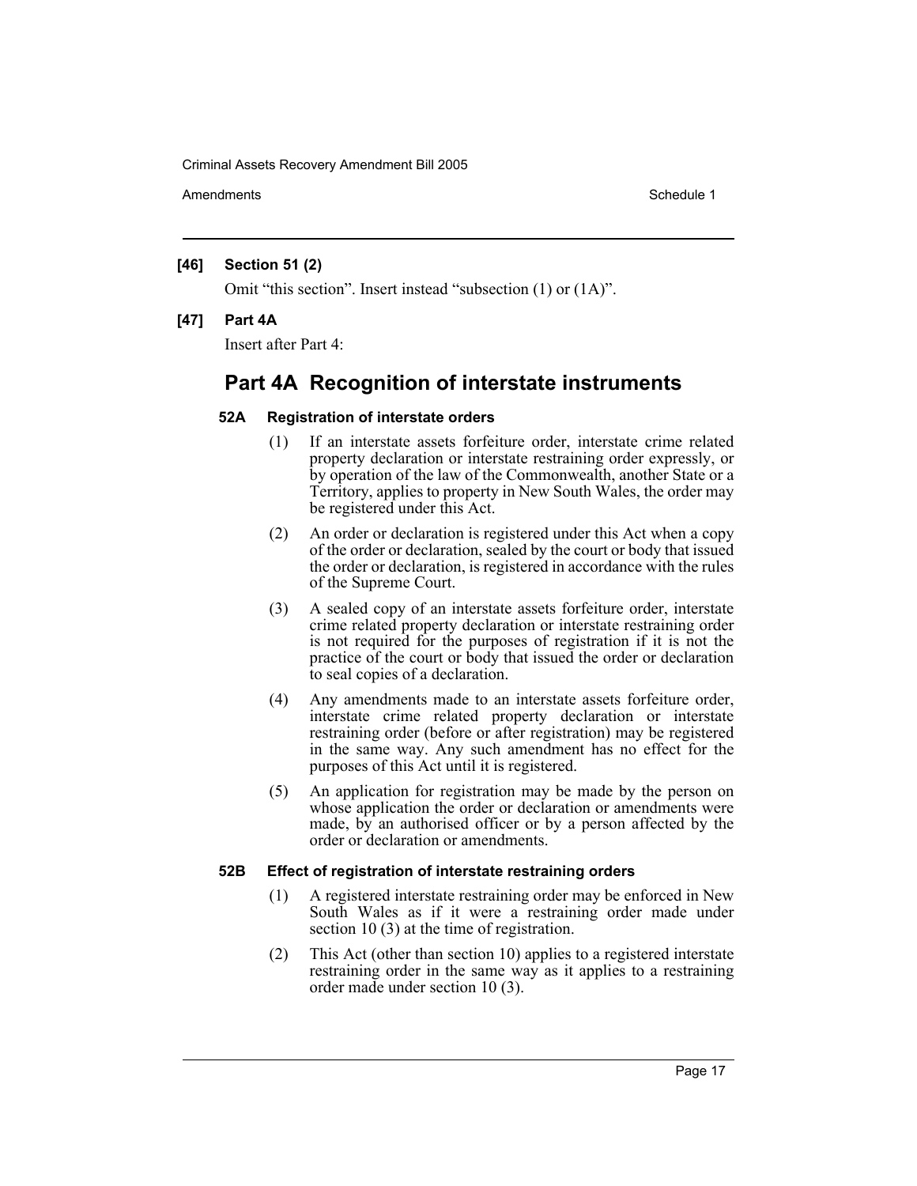**[46] Section 51 (2)**

Omit “this section”. Insert instead “subsection (1) or (1A)”.

**[47] Part 4A**

Insert after Part 4:

## Part 4A Recognition of interstate instruments

### 52A Registration of interstate orders

(1) If an interstate assets forfeiture order, interstate crime related property declaration or interstate restraining order expressly, or by operation of the law of the Commonwealth, another State or a Territory, applies to property in New South Wales, the order may be registered under this Act.

(2) An order or declaration is registered under this Act when a copy of the order or declaration, sealed by the court or body that issued the order or declaration, is registered in accordance with the rules of the Supreme Court.

(3) A sealed copy of an interstate assets forfeiture order, interstate crime related property declaration or interstate restraining order is not required for the purposes of registration if it is not the practice of the court or body that issued the order or declaration to seal copies of a declaration.

(4) Any amendments made to an interstate assets forfeiture order, interstate crime related property declaration or interstate restraining order (before or after registration) may be registered in the same way. Any such amendment has no effect for the purposes of this Act until it is registered.

(5) An application for registration may be made by the person on whose application the order or declaration or amendments were made, by an authorised officer or by a person affected by the order or declaration or amendments.

### 52B Effect of registration of interstate restraining orders

(1) A registered interstate restraining order may be enforced in New South Wales as if it were a restraining order made under section 10 (3) at the time of registration.

(2) This Act (other than section 10) applies to a registered interstate restraining order in the same way as it applies to a restraining order made under section 10 (3).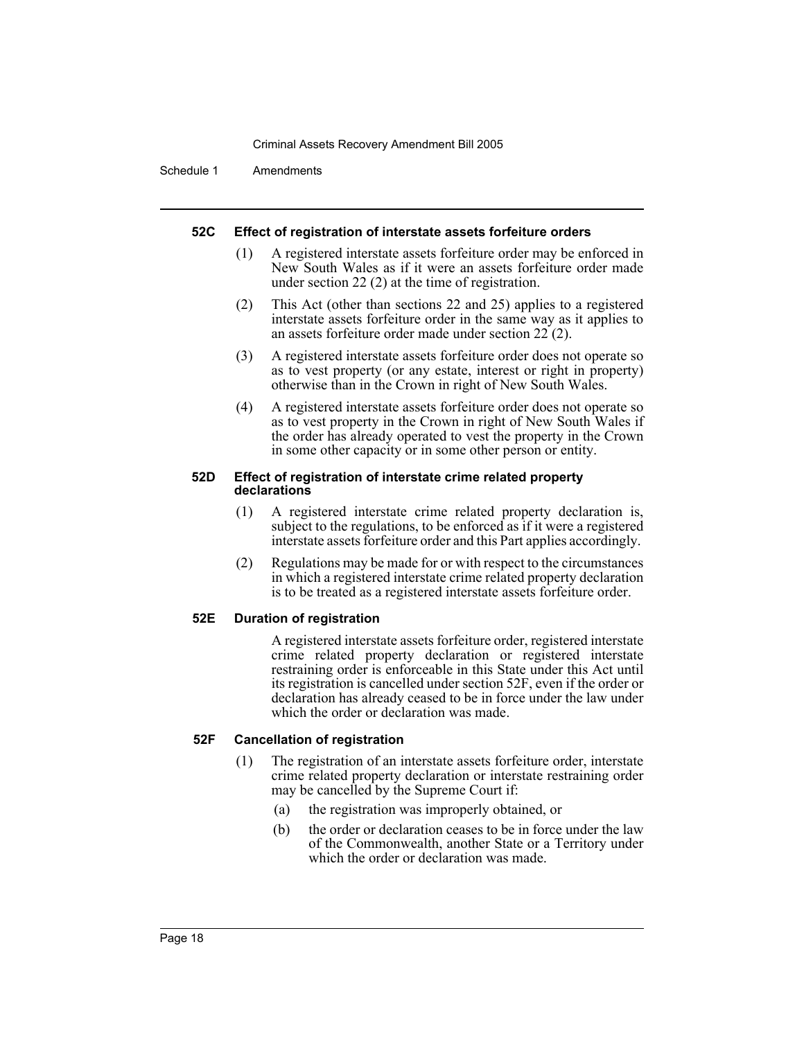#### 52C Effect of registration of interstate assets forfeiture orders

(1) A registered interstate assets forfeiture order may be enforced in New South Wales as if it were an assets forfeiture order made under section 22 (2) at the time of registration.

(2) This Act (other than sections 22 and 25) applies to a registered interstate assets forfeiture order in the same way as it applies to an assets forfeiture order made under section 22 (2).

(3) A registered interstate assets forfeiture order does not operate so as to vest property (or any estate, interest or right in property) otherwise than in the Crown in right of New South Wales.

(4) A registered interstate assets forfeiture order does not operate so as to vest property in the Crown in right of New South Wales if the order has already operated to vest the property in the Crown in some other capacity or in some other person or entity.

#### 52D Effect of registration of interstate crime related property declarations

(1) A registered interstate crime related property declaration is, subject to the regulations, to be enforced as if it were a registered interstate assets forfeiture order and this Part applies accordingly.

(2) Regulations may be made for or with respect to the circumstances in which a registered interstate crime related property declaration is to be treated as a registered interstate assets forfeiture order.

#### 52E Duration of registration

A registered interstate assets forfeiture order, registered interstate crime related property declaration or registered interstate restraining order is enforceable in this State under this Act until its registration is cancelled under section 52F, even if the order or declaration has already ceased to be in force under the law under which the order or declaration was made.

#### 52F Cancellation of registration

(1) The registration of an interstate assets forfeiture order, interstate crime related property declaration or interstate restraining order may be cancelled by the Supreme Court if:

(a) the registration was improperly obtained, or

(b) the order or declaration ceases to be in force under the law of the Commonwealth, another State or a Territory under which the order or declaration was made.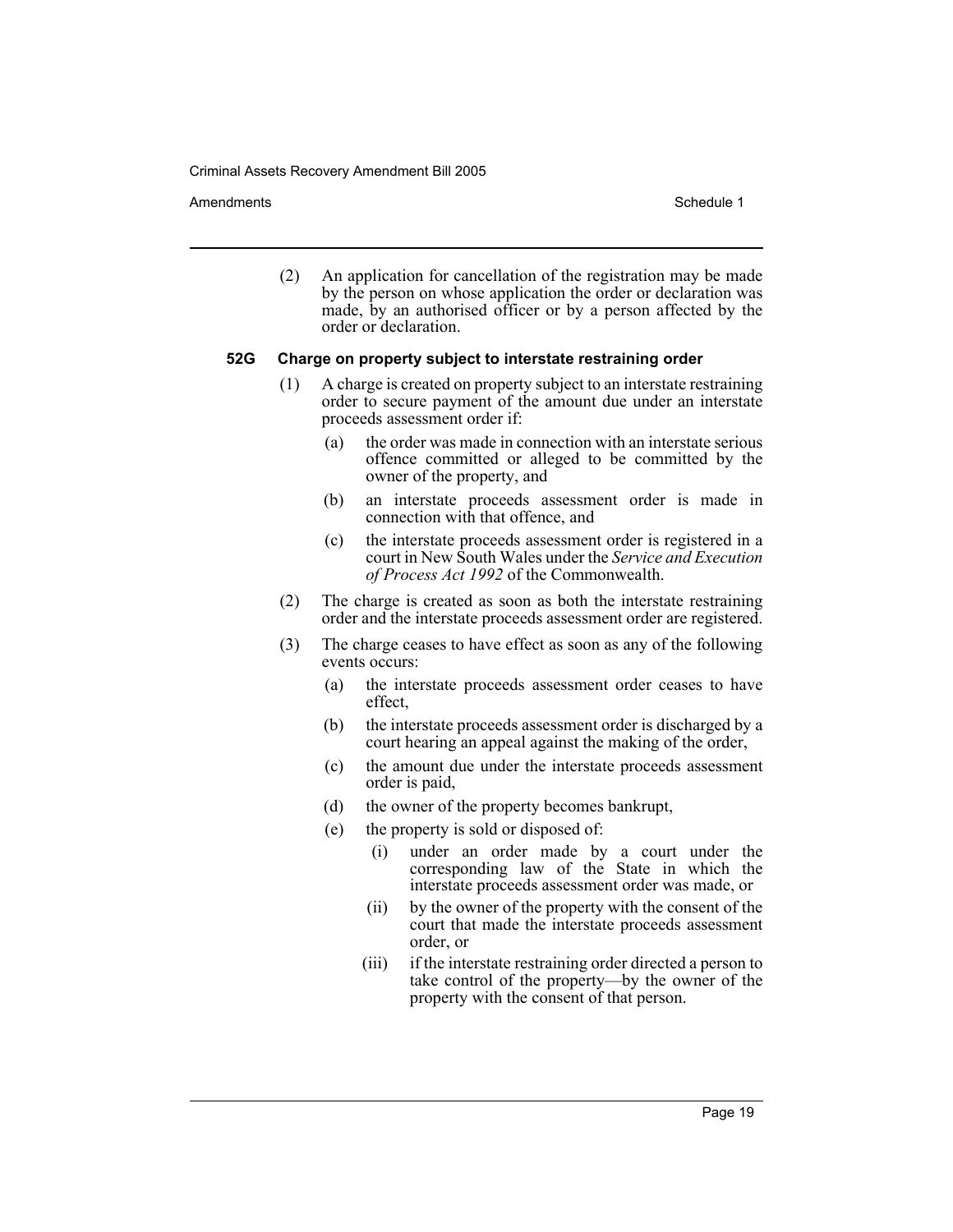(2) An application for cancellation of the registration may be made by the person on whose application the order or declaration was made, by an authorised officer or by a person affected by the order or declaration.

**52G Charge on property subject to interstate restraining order**

(1) A charge is created on property subject to an interstate restraining order to secure payment of the amount due under an interstate proceeds assessment order if:

(a) the order was made in connection with an interstate serious offence committed or alleged to be committed by the owner of the property, and

(b) an interstate proceeds assessment order is made in connection with that offence, and

(c) the interstate proceeds assessment order is registered in a court in New South Wales under the *Service and Execution of Process Act 1992* of the Commonwealth.

(2) The charge is created as soon as both the interstate restraining order and the interstate proceeds assessment order are registered.

(3) The charge ceases to have effect as soon as any of the following events occurs:

(a) the interstate proceeds assessment order ceases to have effect,

(b) the interstate proceeds assessment order is discharged by a court hearing an appeal against the making of the order,

(c) the amount due under the interstate proceeds assessment order is paid,

(d) the owner of the property becomes bankrupt,

(e) the property is sold or disposed of:

(i) under an order made by a court under the corresponding law of the State in which the interstate proceeds assessment order was made, or

(ii) by the owner of the property with the consent of the court that made the interstate proceeds assessment order, or

(iii) if the interstate restraining order directed a person to take control of the property—by the owner of the property with the consent of that person.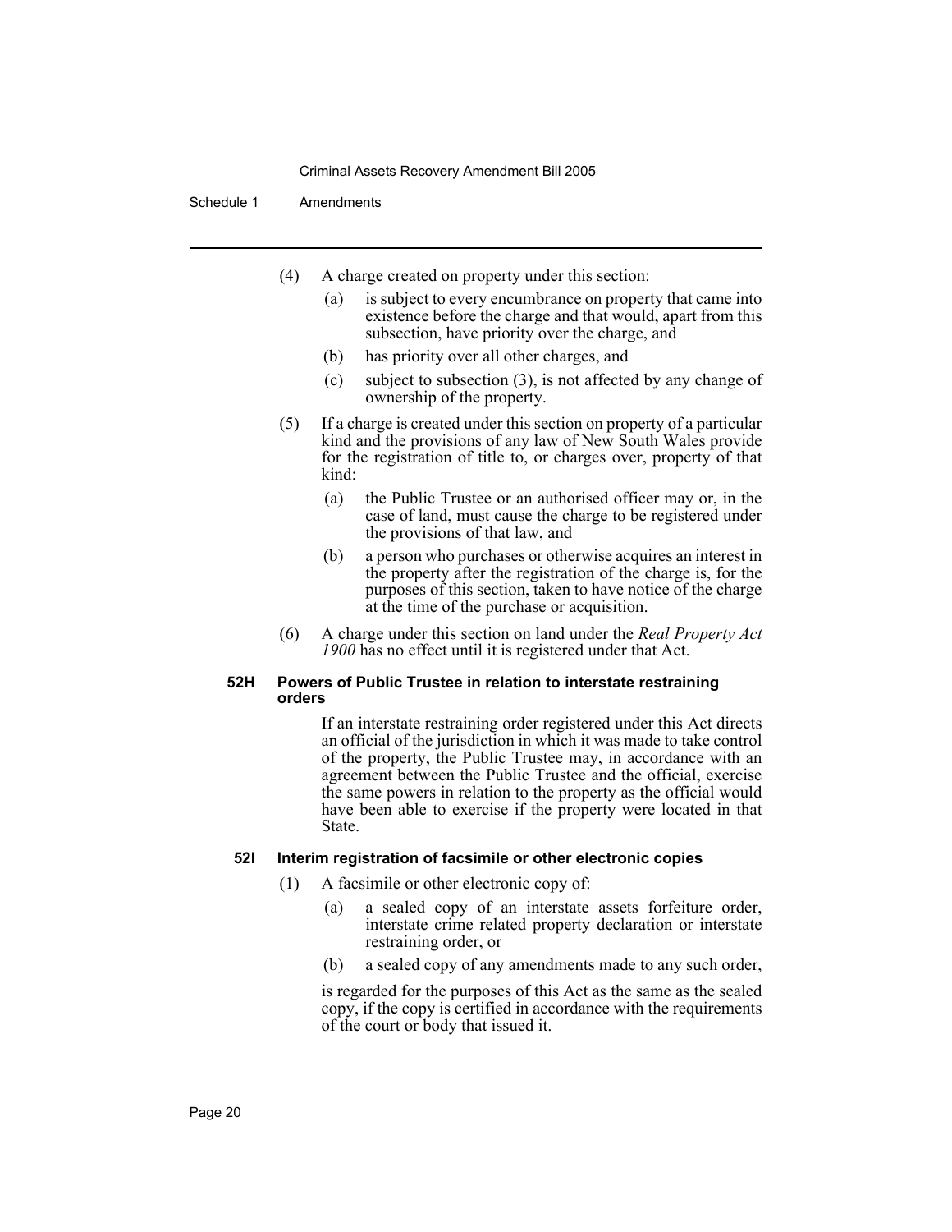(4) A charge created on property under this section:

(a) is subject to every encumbrance on property that came into existence before the charge and that would, apart from this subsection, have priority over the charge, and

(b) has priority over all other charges, and

(c) subject to subsection (3), is not affected by any change of ownership of the property.

(5) If a charge is created under this section on property of a particular kind and the provisions of any law of New South Wales provide for the registration of title to, or charges over, property of that kind:

(a) the Public Trustee or an authorised officer may or, in the case of land, must cause the charge to be registered under the provisions of that law, and

(b) a person who purchases or otherwise acquires an interest in the property after the registration of the charge is, for the purposes of this section, taken to have notice of the charge at the time of the purchase or acquisition.

(6) A charge under this section on land under the *Real Property Act 1900* has no effect until it is registered under that Act.

**52H Powers of Public Trustee in relation to interstate restraining orders**

If an interstate restraining order registered under this Act directs an official of the jurisdiction in which it was made to take control of the property, the Public Trustee may, in accordance with an agreement between the Public Trustee and the official, exercise the same powers in relation to the property as the official would have been able to exercise if the property were located in that State.

**52I Interim registration of facsimile or other electronic copies**

(1) A facsimile or other electronic copy of:

(a) a sealed copy of an interstate assets forfeiture order, interstate crime related property declaration or interstate restraining order, or

(b) a sealed copy of any amendments made to any such order,

is regarded for the purposes of this Act as the same as the sealed copy, if the copy is certified in accordance with the requirements of the court or body that issued it.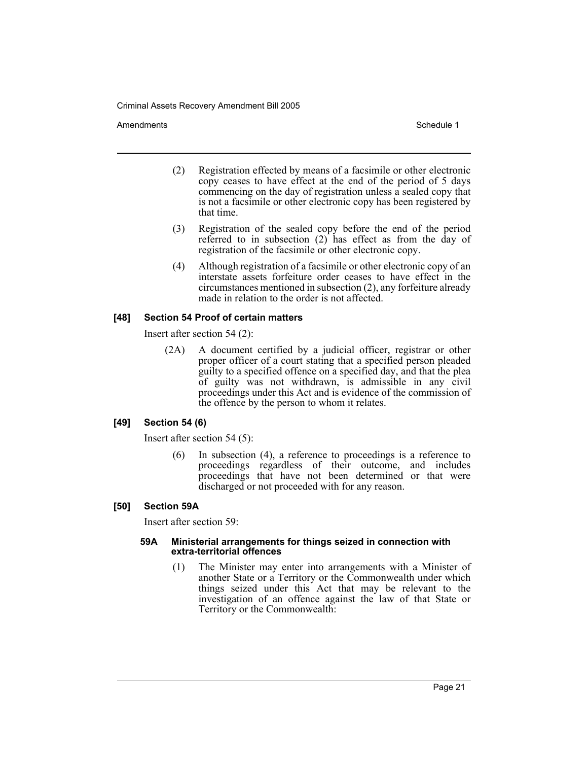(2) Registration effected by means of a facsimile or other electronic copy ceases to have effect at the end of the period of 5 days commencing on the day of registration unless a sealed copy that is not a facsimile or other electronic copy has been registered by that time.

(3) Registration of the sealed copy before the end of the period referred to in subsection (2) has effect as from the day of registration of the facsimile or other electronic copy.

(4) Although registration of a facsimile or other electronic copy of an interstate assets forfeiture order ceases to have effect in the circumstances mentioned in subsection (2), any forfeiture already made in relation to the order is not affected.

### [48] Section 54 Proof of certain matters

Insert after section 54 (2):

(2A) A document certified by a judicial officer, registrar or other proper officer of a court stating that a specified person pleaded guilty to a specified offence on a specified day, and that the plea of guilty was not withdrawn, is admissible in any civil proceedings under this Act and is evidence of the commission of the offence by the person to whom it relates.

### [49] Section 54 (6)

Insert after section 54 (5):

(6) In subsection (4), a reference to proceedings is a reference to proceedings regardless of their outcome, and includes proceedings that have not been determined or that were discharged or not proceeded with for any reason.

### [50] Section 59A

Insert after section 59:

#### 59A Ministerial arrangements for things seized in connection with extra-territorial offences

(1) The Minister may enter into arrangements with a Minister of another State or a Territory or the Commonwealth under which things seized under this Act that may be relevant to the investigation of an offence against the law of that State or Territory or the Commonwealth: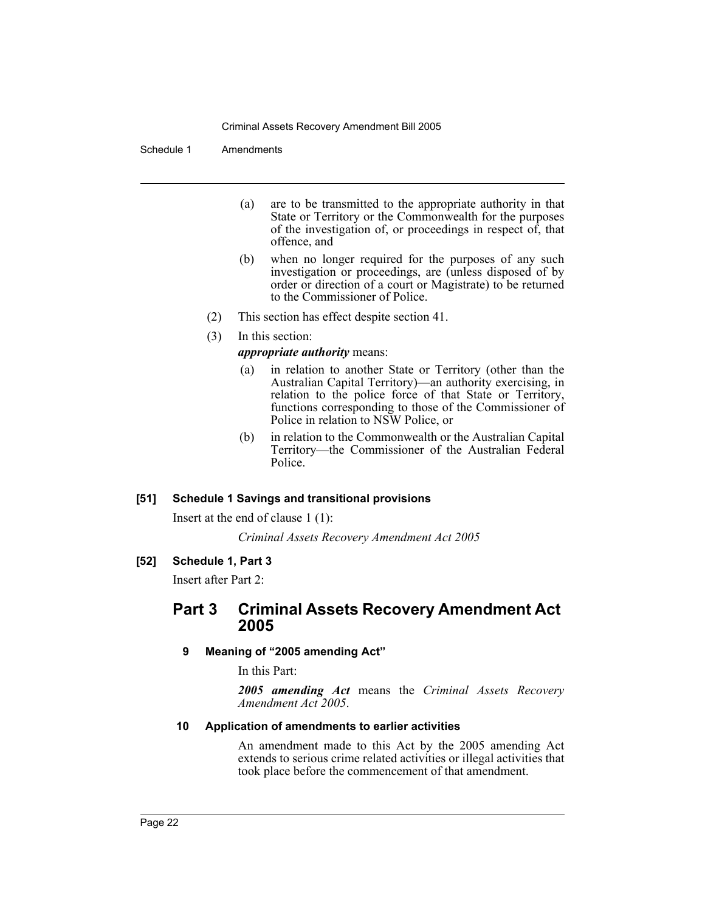(a) are to be transmitted to the appropriate authority in that State or Territory or the Commonwealth for the purposes of the investigation of, or proceedings in respect of, that offence, and

(b) when no longer required for the purposes of any such investigation or proceedings, are (unless disposed of by order or direction of a court or Magistrate) to be returned to the Commissioner of Police.

(2) This section has effect despite section 41.

(3) In this section:

***appropriate authority*** means:

(a) in relation to another State or Territory (other than the Australian Capital Territory)—an authority exercising, in relation to the police force of that State or Territory, functions corresponding to those of the Commissioner of Police in relation to NSW Police, or

(b) in relation to the Commonwealth or the Australian Capital Territory—the Commissioner of the Australian Federal Police.

**[51] Schedule 1 Savings and transitional provisions**

Insert at the end of clause 1 (1):

*Criminal Assets Recovery Amendment Act 2005*

**[52] Schedule 1, Part 3**

Insert after Part 2:

## Part 3 Criminal Assets Recovery Amendment Act 2005

**9 Meaning of "2005 amending Act"**

In this Part:

***2005 amending Act*** means the *Criminal Assets Recovery Amendment Act 2005*.

**10 Application of amendments to earlier activities**

An amendment made to this Act by the 2005 amending Act extends to serious crime related activities or illegal activities that took place before the commencement of that amendment.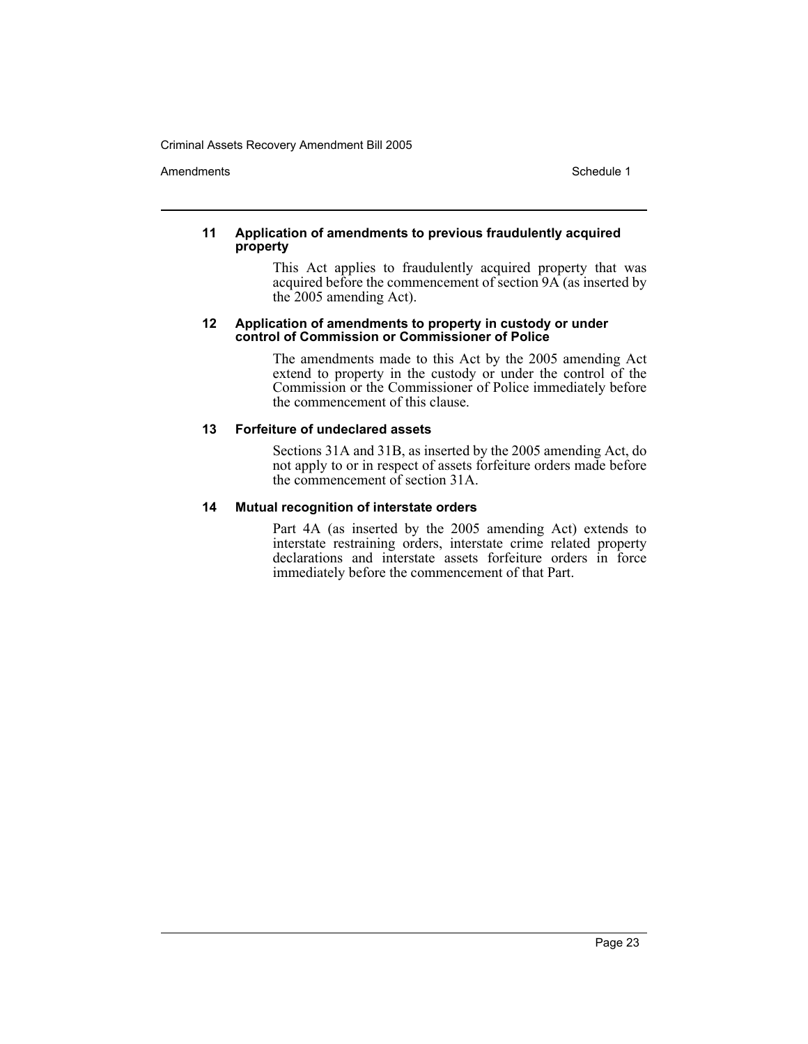### 11 Application of amendments to previous fraudulently acquired property

This Act applies to fraudulently acquired property that was acquired before the commencement of section 9A (as inserted by the 2005 amending Act).

### 12 Application of amendments to property in custody or under control of Commission or Commissioner of Police

The amendments made to this Act by the 2005 amending Act extend to property in the custody or under the control of the Commission or the Commissioner of Police immediately before the commencement of this clause.

### 13 Forfeiture of undeclared assets

Sections 31A and 31B, as inserted by the 2005 amending Act, do not apply to or in respect of assets forfeiture orders made before the commencement of section 31A.

### 14 Mutual recognition of interstate orders

Part 4A (as inserted by the 2005 amending Act) extends to interstate restraining orders, interstate crime related property declarations and interstate assets forfeiture orders in force immediately before the commencement of that Part.